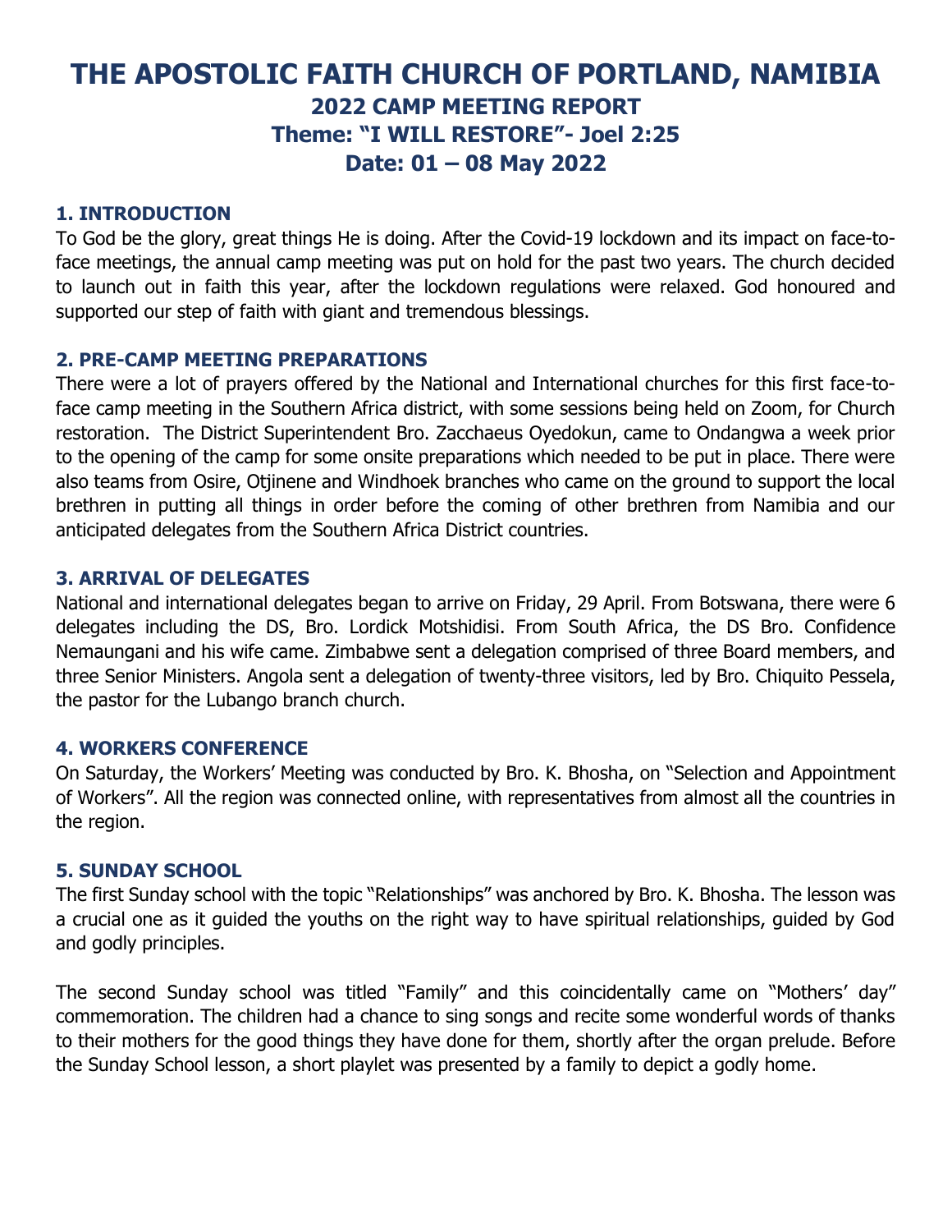# THE APOSTOLIC FAITH CHURCH OF PORTLAND, NAMIBIA

## 2022 CAMP MEETING REPORT

## Theme: "I WILL RESTORE"- Joel 2:25

## Date: 01 – 08 May 2022

### 1. INTRODUCTION

To God be the glory, great things He is doing. After the Covid-19 lockdown and its impact on face-to-face meetings, the annual camp meeting was put on hold for the past two years. The church decided to launch out in faith this year, after the lockdown regulations were relaxed. God honoured and supported our step of faith with giant and tremendous blessings.

### 2. PRE-CAMP MEETING PREPARATIONS

There were a lot of prayers offered by the National and International churches for this first face-to-face camp meeting in the Southern Africa district, with some sessions being held on Zoom, for Church restoration. The District Superintendent Bro. Zacchaeus Oyedokun, came to Ondangwa a week prior to the opening of the camp for some onsite preparations which needed to be put in place. There were also teams from Osire, Otjinene and Windhoek branches who came on the ground to support the local brethren in putting all things in order before the coming of other brethren from Namibia and our anticipated delegates from the Southern Africa District countries.

### 3. ARRIVAL OF DELEGATES

National and international delegates began to arrive on Friday, 29 April. From Botswana, there were 6 delegates including the DS, Bro. Lordick Motshidisi. From South Africa, the DS Bro. Confidence Nemaungani and his wife came. Zimbabwe sent a delegation comprised of three Board members, and three Senior Ministers. Angola sent a delegation of twenty-three visitors, led by Bro. Chiquito Pessela, the pastor for the Lubango branch church.

### 4. WORKERS CONFERENCE

On Saturday, the Workers' Meeting was conducted by Bro. K. Bhosha, on "Selection and Appointment of Workers". All the region was connected online, with representatives from almost all the countries in the region.

### 5. SUNDAY SCHOOL

The first Sunday school with the topic "Relationships" was anchored by Bro. K. Bhosha. The lesson was a crucial one as it guided the youths on the right way to have spiritual relationships, guided by God and godly principles.

The second Sunday school was titled "Family" and this coincidentally came on "Mothers' day" commemoration. The children had a chance to sing songs and recite some wonderful words of thanks to their mothers for the good things they have done for them, shortly after the organ prelude. Before the Sunday School lesson, a short playlet was presented by a family to depict a godly home.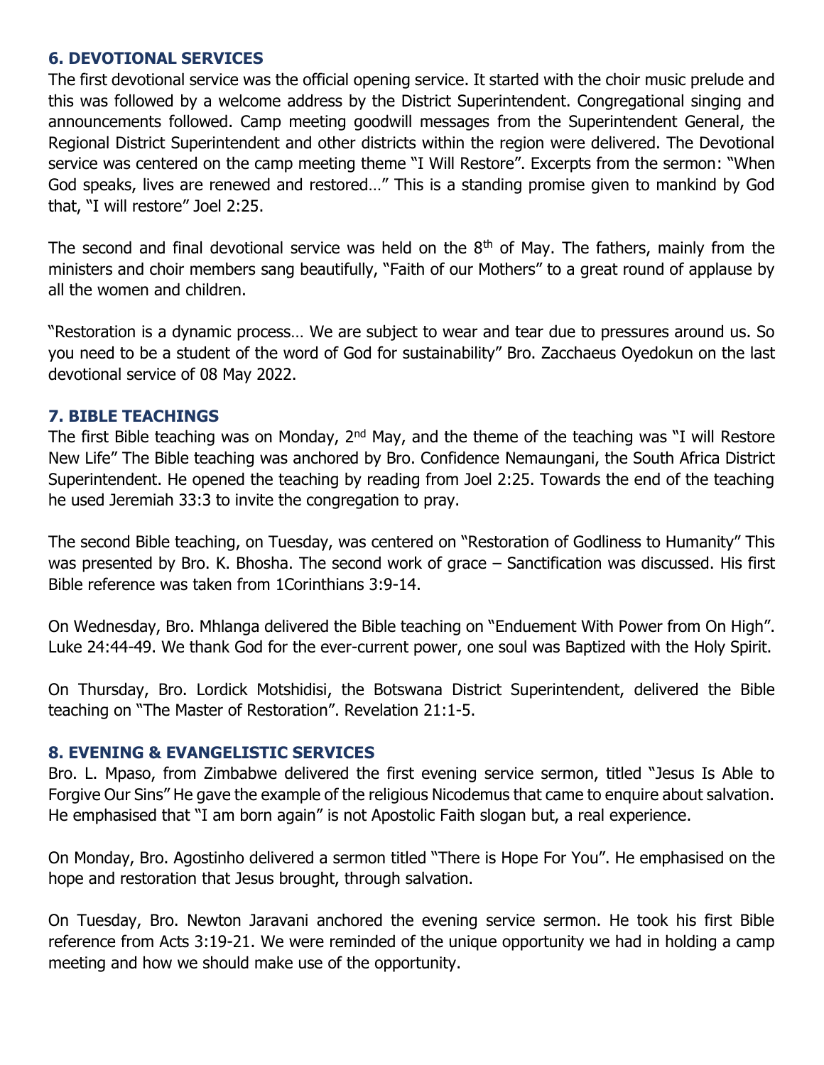## 6. DEVOTIONAL SERVICES

The first devotional service was the official opening service. It started with the choir music prelude and this was followed by a welcome address by the District Superintendent. Congregational singing and announcements followed. Camp meeting goodwill messages from the Superintendent General, the Regional District Superintendent and other districts within the region were delivered. The Devotional service was centered on the camp meeting theme "I Will Restore". Excerpts from the sermon: "When God speaks, lives are renewed and restored…" This is a standing promise given to mankind by God that, "I will restore" Joel 2:25.

The second and final devotional service was held on the 8th of May. The fathers, mainly from the ministers and choir members sang beautifully, "Faith of our Mothers" to a great round of applause by all the women and children.

"Restoration is a dynamic process… We are subject to wear and tear due to pressures around us. So you need to be a student of the word of God for sustainability" Bro. Zacchaeus Oyedokun on the last devotional service of 08 May 2022.

## 7. BIBLE TEACHINGS

The first Bible teaching was on Monday, 2nd May, and the theme of the teaching was "I will Restore New Life" The Bible teaching was anchored by Bro. Confidence Nemaungani, the South Africa District Superintendent. He opened the teaching by reading from Joel 2:25. Towards the end of the teaching he used Jeremiah 33:3 to invite the congregation to pray.

The second Bible teaching, on Tuesday, was centered on "Restoration of Godliness to Humanity" This was presented by Bro. K. Bhosha. The second work of grace – Sanctification was discussed. His first Bible reference was taken from 1Corinthians 3:9-14.

On Wednesday, Bro. Mhlanga delivered the Bible teaching on "Enduement With Power from On High". Luke 24:44-49. We thank God for the ever-current power, one soul was Baptized with the Holy Spirit.

On Thursday, Bro. Lordick Motshidisi, the Botswana District Superintendent, delivered the Bible teaching on "The Master of Restoration". Revelation 21:1-5.

## 8. EVENING & EVANGELISTIC SERVICES

Bro. L. Mpaso, from Zimbabwe delivered the first evening service sermon, titled "Jesus Is Able to Forgive Our Sins" He gave the example of the religious Nicodemus that came to enquire about salvation. He emphasised that "I am born again" is not Apostolic Faith slogan but, a real experience.

On Monday, Bro. Agostinho delivered a sermon titled "There is Hope For You". He emphasised on the hope and restoration that Jesus brought, through salvation.

On Tuesday, Bro. Newton Jaravani anchored the evening service sermon. He took his first Bible reference from Acts 3:19-21. We were reminded of the unique opportunity we had in holding a camp meeting and how we should make use of the opportunity.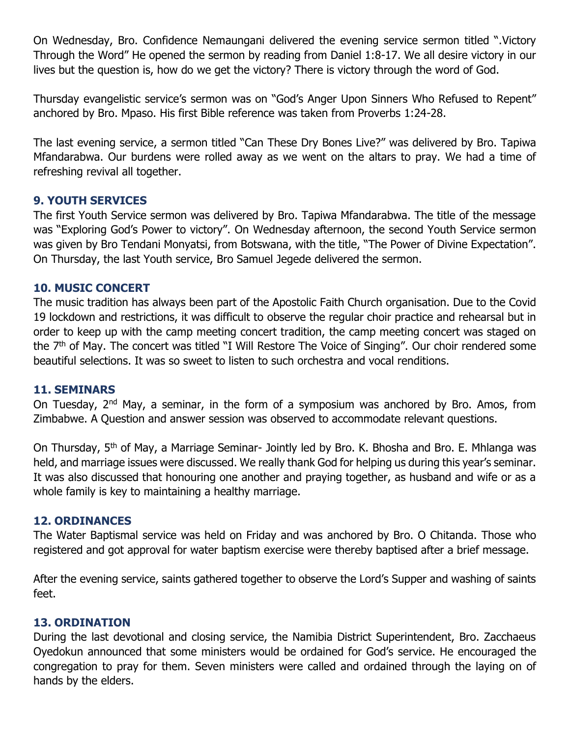On Wednesday, Bro. Confidence Nemaungani delivered the evening service sermon titled ".Victory Through the Word" He opened the sermon by reading from Daniel 1:8-17. We all desire victory in our lives but the question is, how do we get the victory? There is victory through the word of God.

Thursday evangelistic service's sermon was on "God's Anger Upon Sinners Who Refused to Repent" anchored by Bro. Mpaso. His first Bible reference was taken from Proverbs 1:24-28.

The last evening service, a sermon titled "Can These Dry Bones Live?" was delivered by Bro. Tapiwa Mfandarabwa. Our burdens were rolled away as we went on the altars to pray. We had a time of refreshing revival all together.

## 9. YOUTH SERVICES

The first Youth Service sermon was delivered by Bro. Tapiwa Mfandarabwa. The title of the message was "Exploring God's Power to victory". On Wednesday afternoon, the second Youth Service sermon was given by Bro Tendani Monyatsi, from Botswana, with the title, "The Power of Divine Expectation". On Thursday, the last Youth service, Bro Samuel Jegede delivered the sermon.

## 10. MUSIC CONCERT

The music tradition has always been part of the Apostolic Faith Church organisation. Due to the Covid 19 lockdown and restrictions, it was difficult to observe the regular choir practice and rehearsal but in order to keep up with the camp meeting concert tradition, the camp meeting concert was staged on the 7th of May. The concert was titled "I Will Restore The Voice of Singing". Our choir rendered some beautiful selections. It was so sweet to listen to such orchestra and vocal renditions.

## 11. SEMINARS

On Tuesday, 2nd May, a seminar, in the form of a symposium was anchored by Bro. Amos, from Zimbabwe. A Question and answer session was observed to accommodate relevant questions.

On Thursday, 5th of May, a Marriage Seminar- Jointly led by Bro. K. Bhosha and Bro. E. Mhlanga was held, and marriage issues were discussed. We really thank God for helping us during this year's seminar. It was also discussed that honouring one another and praying together, as husband and wife or as a whole family is key to maintaining a healthy marriage.

## 12. ORDINANCES

The Water Baptismal service was held on Friday and was anchored by Bro. O Chitanda. Those who registered and got approval for water baptism exercise were thereby baptised after a brief message.

After the evening service, saints gathered together to observe the Lord's Supper and washing of saints feet.

## 13. ORDINATION

During the last devotional and closing service, the Namibia District Superintendent, Bro. Zacchaeus Oyedokun announced that some ministers would be ordained for God's service. He encouraged the congregation to pray for them. Seven ministers were called and ordained through the laying on of hands by the elders.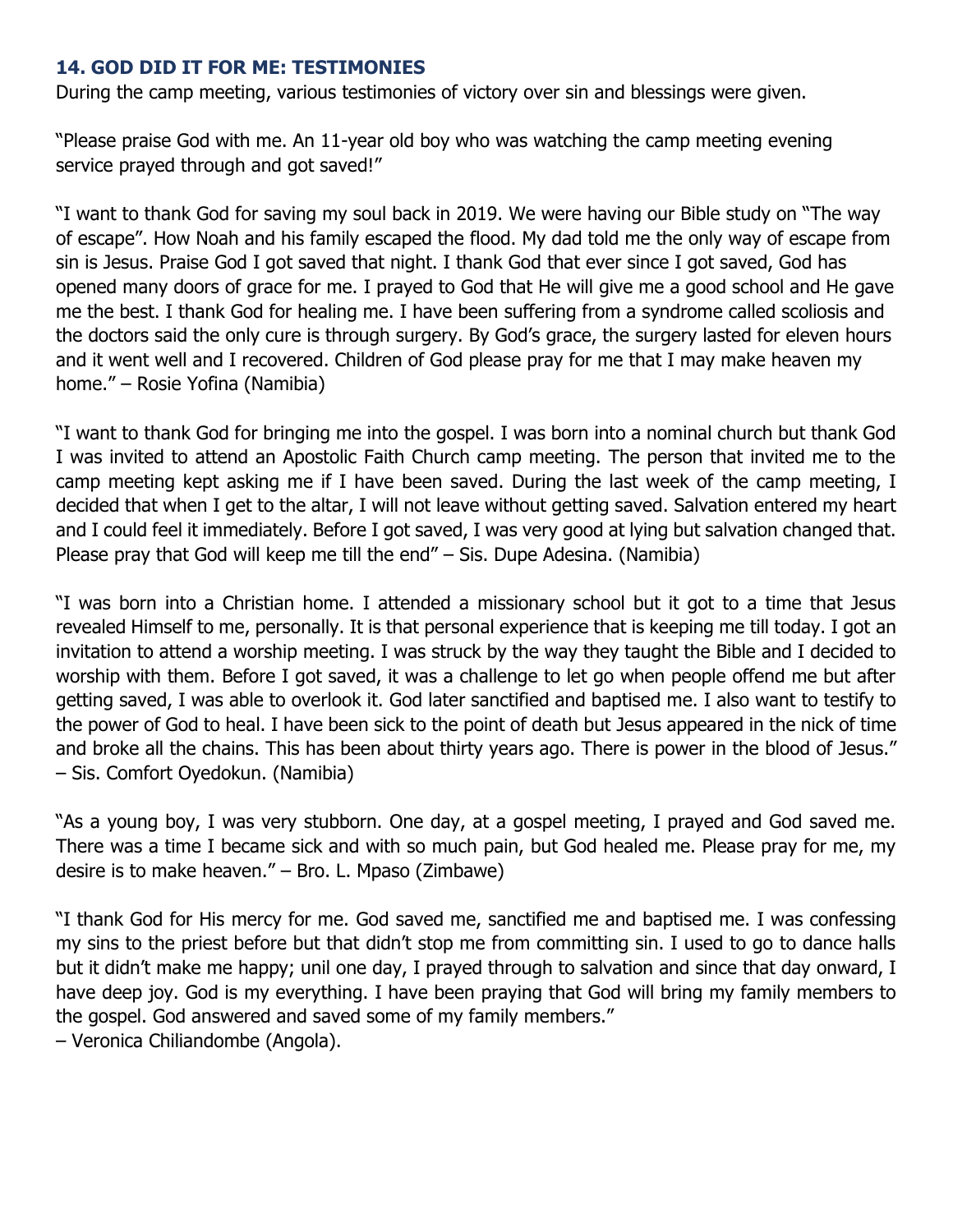## 14. GOD DID IT FOR ME: TESTIMONIES

During the camp meeting, various testimonies of victory over sin and blessings were given.

"Please praise God with me. An 11-year old boy who was watching the camp meeting evening service prayed through and got saved!"

"I want to thank God for saving my soul back in 2019. We were having our Bible study on "The way of escape". How Noah and his family escaped the flood. My dad told me the only way of escape from sin is Jesus. Praise God I got saved that night. I thank God that ever since I got saved, God has opened many doors of grace for me. I prayed to God that He will give me a good school and He gave me the best. I thank God for healing me. I have been suffering from a syndrome called scoliosis and the doctors said the only cure is through surgery. By God's grace, the surgery lasted for eleven hours and it went well and I recovered. Children of God please pray for me that I may make heaven my home." – Rosie Yofina (Namibia)

"I want to thank God for bringing me into the gospel. I was born into a nominal church but thank God I was invited to attend an Apostolic Faith Church camp meeting. The person that invited me to the camp meeting kept asking me if I have been saved. During the last week of the camp meeting, I decided that when I get to the altar, I will not leave without getting saved. Salvation entered my heart and I could feel it immediately. Before I got saved, I was very good at lying but salvation changed that. Please pray that God will keep me till the end" – Sis. Dupe Adesina. (Namibia)

"I was born into a Christian home. I attended a missionary school but it got to a time that Jesus revealed Himself to me, personally. It is that personal experience that is keeping me till today. I got an invitation to attend a worship meeting. I was struck by the way they taught the Bible and I decided to worship with them. Before I got saved, it was a challenge to let go when people offend me but after getting saved, I was able to overlook it. God later sanctified and baptised me. I also want to testify to the power of God to heal. I have been sick to the point of death but Jesus appeared in the nick of time and broke all the chains. This has been about thirty years ago. There is power in the blood of Jesus." – Sis. Comfort Oyedokun. (Namibia)

"As a young boy, I was very stubborn. One day, at a gospel meeting, I prayed and God saved me. There was a time I became sick and with so much pain, but God healed me. Please pray for me, my desire is to make heaven." – Bro. L. Mpaso (Zimbawe)

"I thank God for His mercy for me. God saved me, sanctified me and baptised me. I was confessing my sins to the priest before but that didn't stop me from committing sin. I used to go to dance halls but it didn't make me happy; unil one day, I prayed through to salvation and since that day onward, I have deep joy. God is my everything. I have been praying that God will bring my family members to the gospel. God answered and saved some of my family members."
– Veronica Chiliandombe (Angola).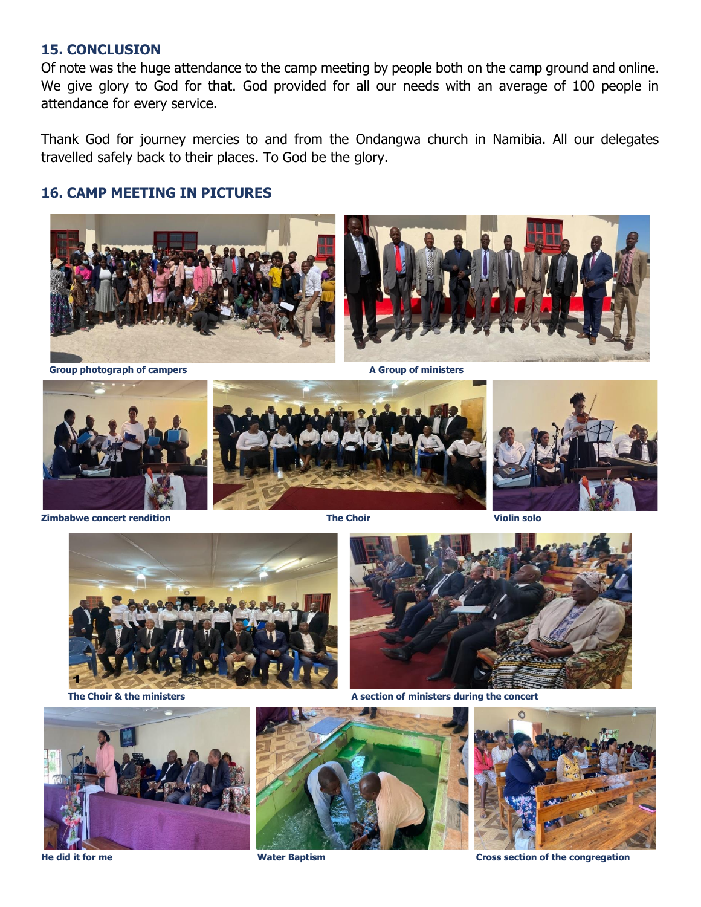## 15. CONCLUSION

Of note was the huge attendance to the camp meeting by people both on the camp ground and online. We give glory to God for that. God provided for all our needs with an average of 100 people in attendance for every service.

Thank God for journey mercies to and from the Ondangwa church in Namibia. All our delegates travelled safely back to their places. To God be the glory.

## 16. CAMP MEETING IN PICTURES

**Group photograph of campers**

**A Group of ministers**

**Zimbabwe concert rendition**

**The Choir**

**Violin solo**

**The Choir & the ministers**

**A section of ministers during the concert**

**He did it for me**

**Water Baptism**

**Cross section of the congregation**